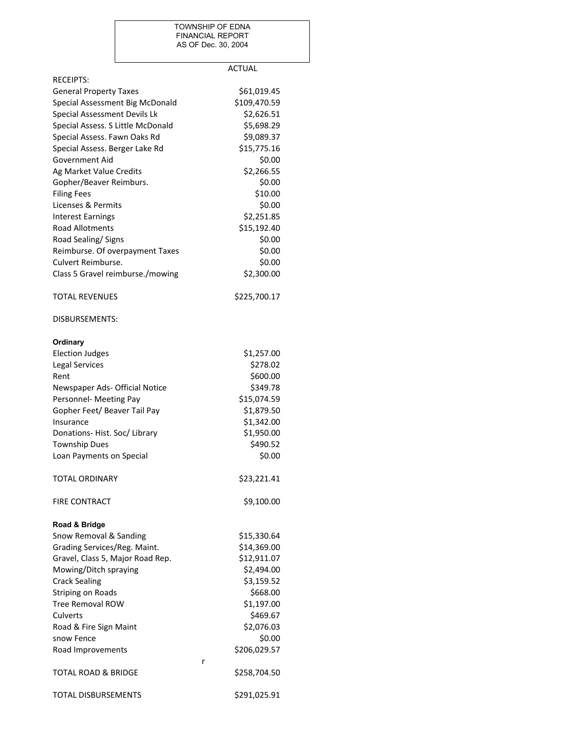TOWNSHIP OF EDNA
FINANCIAL REPORT
AS OF Dec. 30, 2004

| | ACTUAL |
|---|---|
| **RECEIPTS:** | |
| General Property Taxes | $61,019.45 |
| Special Assessment Big McDonald | $109,470.59 |
| Special Assessment Devils Lk | $2,626.51 |
| Special Assess. S Little McDonald | $5,698.29 |
| Special Assess. Fawn Oaks Rd | $9,089.37 |
| Special Assess. Berger Lake Rd | $15,775.16 |
| Government Aid | $0.00 |
| Ag Market Value Credits | $2,266.55 |
| Gopher/Beaver Reimburs. | $0.00 |
| Filing Fees | $10.00 |
| Licenses & Permits | $0.00 |
| Interest Earnings | $2,251.85 |
| Road Allotments | $15,192.40 |
| Road Sealing/ Signs | $0.00 |
| Reimburse. Of overpayment Taxes | $0.00 |
| Culvert Reimburse. | $0.00 |
| Class 5 Gravel reimburse./mowing | $2,300.00 |
| | |
| TOTAL REVENUES | $225,700.17 |
| | |
| **DISBURSEMENTS:** | |
| | |
| **Ordinary** | |
| Election Judges | $1,257.00 |
| Legal Services | $278.02 |
| Rent | $600.00 |
| Newspaper Ads- Official Notice | $349.78 |
| Personnel- Meeting Pay | $15,074.59 |
| Gopher Feet/ Beaver Tail Pay | $1,879.50 |
| Insurance | $1,342.00 |
| Donations- Hist. Soc/ Library | $1,950.00 |
| Township Dues | $490.52 |
| Loan Payments on Special | $0.00 |
| | |
| TOTAL ORDINARY | $23,221.41 |
| | |
| FIRE CONTRACT | $9,100.00 |
| | |
| **Road & Bridge** | |
| Snow Removal & Sanding | $15,330.64 |
| Grading Services/Reg. Maint. | $14,369.00 |
| Gravel, Class 5, Major Road Rep. | $12,911.07 |
| Mowing/Ditch spraying | $2,494.00 |
| Crack Sealing | $3,159.52 |
| Striping on Roads | $668.00 |
| Tree Removal ROW | $1,197.00 |
| Culverts | $469.67 |
| Road & Fire Sign Maint | $2,076.03 |
| snow Fence | $0.00 |
| Road Improvements | $206,029.57 |
| | |
| TOTAL ROAD & BRIDGE | $258,704.50 |
| | |
| TOTAL DISBURSEMENTS | $291,025.91 |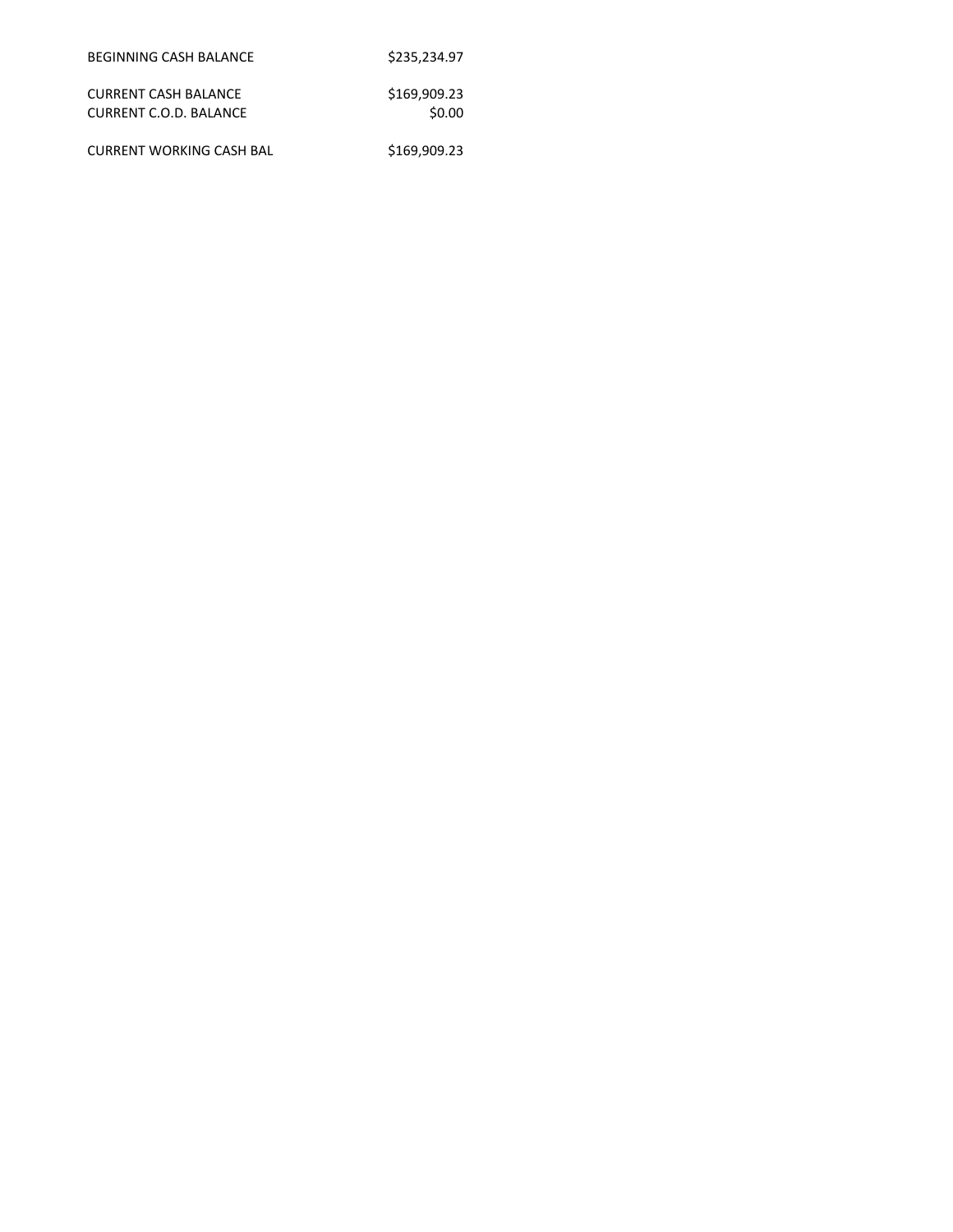| | |
|---|---|
| BEGINNING CASH BALANCE | $235,234.97 |
| | |
| CURRENT CASH BALANCE | $169,909.23 |
| CURRENT C.O.D. BALANCE | $0.00 |
| | |
| CURRENT WORKING CASH BAL | $169,909.23 |